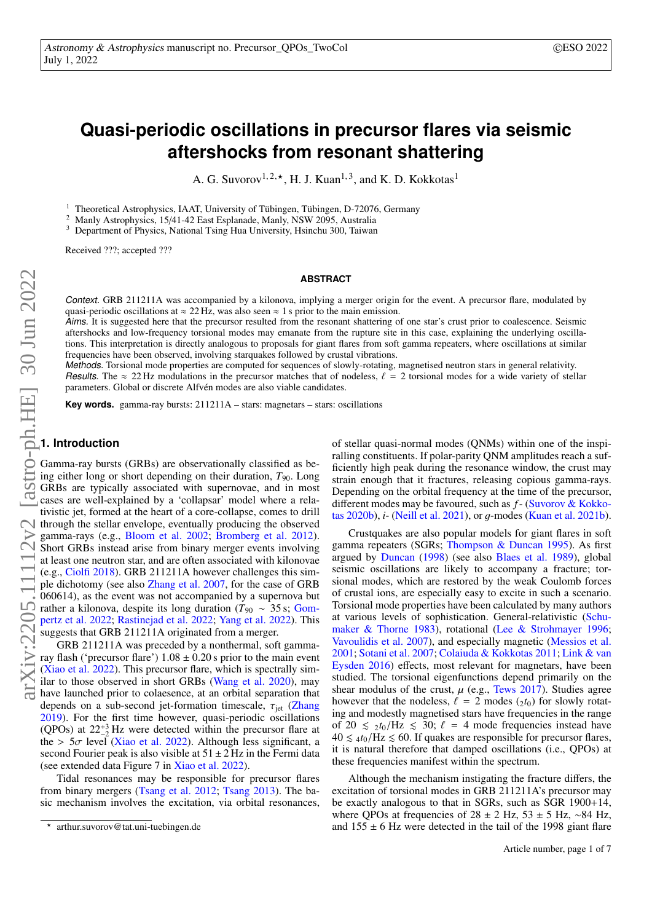# Quasi-periodic oscillations in precursor flares via seismic aftershocks from resonant shattering

A. G. Suvorov[1,2,⋆], H. J. Kuan[1,3], and K. D. Kokkotas[1]

[1] Theoretical Astrophysics, IAAT, University of Tübingen, Tübingen, D-72076, Germany
[2] Manly Astrophysics, 15/41-42 East Esplanade, Manly, NSW 2095, Australia
[3] Department of Physics, National Tsing Hua University, Hsinchu 300, Taiwan

Received ???; accepted ???

## ABSTRACT

*Context.* GRB 211211A was accompanied by a kilonova, implying a merger origin for the event. A precursor flare, modulated by quasi-periodic oscillations at $\approx 22$ Hz, was also seen $\approx 1$ s prior to the main emission.

*Aims.* It is suggested here that the precursor resulted from the resonant shattering of one star's crust prior to coalescence. Seismic aftershocks and low-frequency torsional modes may emanate from the rupture site in this case, explaining the underlying oscillations. This interpretation is directly analogous to proposals for giant flares from soft gamma repeaters, where oscillations at similar frequencies have been observed, involving starquakes followed by crustal vibrations.

*Methods.* Torsional mode properties are computed for sequences of slowly-rotating, magnetised neutron stars in general relativity.

*Results.* The $\approx 22$ Hz modulations in the precursor matches that of nodeless, $\ell = 2$ torsional modes for a wide variety of stellar parameters. Global or discrete Alfvén modes are also viable candidates.

**Key words.** gamma-ray bursts: 211211A – stars: magnetars – stars: oscillations

## 1. Introduction

Gamma-ray bursts (GRBs) are observationally classified as being either long or short depending on their duration, $T_{90}$. Long GRBs are typically associated with supernovae, and in most cases are well-explained by a 'collapsar' model where a relativistic jet, formed at the heart of a core-collapse, comes to drill through the stellar envelope, eventually producing the observed gamma-rays (e.g., Bloom et al. 2002; Bromberg et al. 2012). Short GRBs instead arise from binary merger events involving at least one neutron star, and are often associated with kilonovae (e.g., Ciolfi 2018). GRB 211211A however challenges this simple dichotomy (see also Zhang et al. 2007, for the case of GRB 060614), as the event was not accompanied by a supernova but rather a kilonova, despite its long duration ($T_{90} \sim 35$ s; Gompertz et al. 2022; Rastinejad et al. 2022; Yang et al. 2022). This suggests that GRB 211211A originated from a merger.

GRB 211211A was preceded by a nonthermal, soft gamma-ray flash ('precursor flare') $1.08 \pm 0.20$ s prior to the main event (Xiao et al. 2022). This precursor flare, which is spectrally similar to those observed in short GRBs (Wang et al. 2020), may have launched prior to coalescence, at an orbital separation that depends on a sub-second jet-formation timescale, $\tau_{\text{jet}}$ (Zhang 2019). For the first time however, quasi-periodic oscillations (QPOs) at $22^{+3}_{-2}$ Hz were detected within the precursor flare at the $> 5\sigma$ level (Xiao et al. 2022). Although less significant, a second Fourier peak is also visible at $51 \pm 2$ Hz in the Fermi data (see extended data Figure 7 in Xiao et al. 2022).

Tidal resonances may be responsible for precursor flares from binary mergers (Tsang et al. 2012; Tsang 2013). The basic mechanism involves the excitation, via orbital resonances, of stellar quasi-normal modes (QNMs) within one of the inspiralling constituents. If polar-parity QNM amplitudes reach a sufficiently high peak during the resonance window, the crust may strain enough that it fractures, releasing copious gamma-rays. Depending on the orbital frequency at the time of the precursor, different modes may be favoured, such as $f$- (Suvorov & Kokkotas 2020b), $i$- (Neill et al. 2021), or $g$-modes (Kuan et al. 2021b).

Crustquakes are also popular models for giant flares in soft gamma repeaters (SGRs; Thompson & Duncan 1995). As first argued by Duncan (1998) (see also Blaes et al. 1989), global seismic oscillations are likely to accompany a fracture; torsional modes, which are restored by the weak Coulomb forces of crustal ions, are especially easy to excite in such a scenario. Torsional mode properties have been calculated by many authors at various levels of sophistication. General-relativistic (Schumaker & Thorne 1983), rotational (Lee & Strohmayer 1996; Vavoulidis et al. 2007), and especially magnetic (Messios et al. 2001; Sotani et al. 2007; Colaiuda & Kokkotas 2011; Link & van Eysden 2016) effects, most relevant for magnetars, have been studied. The torsional eigenfunctions depend primarily on the shear modulus of the crust, $\mu$ (e.g., Tews 2017). Studies agree however that the nodeless, $\ell = 2$ modes (${}_2t_0$) for slowly rotating and modestly magnetised stars have frequencies in the range of $20 \lesssim {}_2t_0/\text{Hz} \lesssim 30$; $\ell = 4$ mode frequencies instead have $40 \lesssim {}_4t_0/\text{Hz} \lesssim 60$. If quakes are responsible for precursor flares, it is natural therefore that damped oscillations (i.e., QPOs) at these frequencies manifest within the spectrum.

Although the mechanism instigating the fracture differs, the excitation of torsional modes in GRB 211211A's precursor may be exactly analogous to that in SGRs, such as SGR 1900+14, where QPOs at frequencies of $28 \pm 2$ Hz, $53 \pm 5$ Hz, $\sim 84$ Hz, and $155 \pm 6$ Hz were detected in the tail of the 1998 giant flare

⋆ arthur.suvorov@tat.uni-tuebingen.de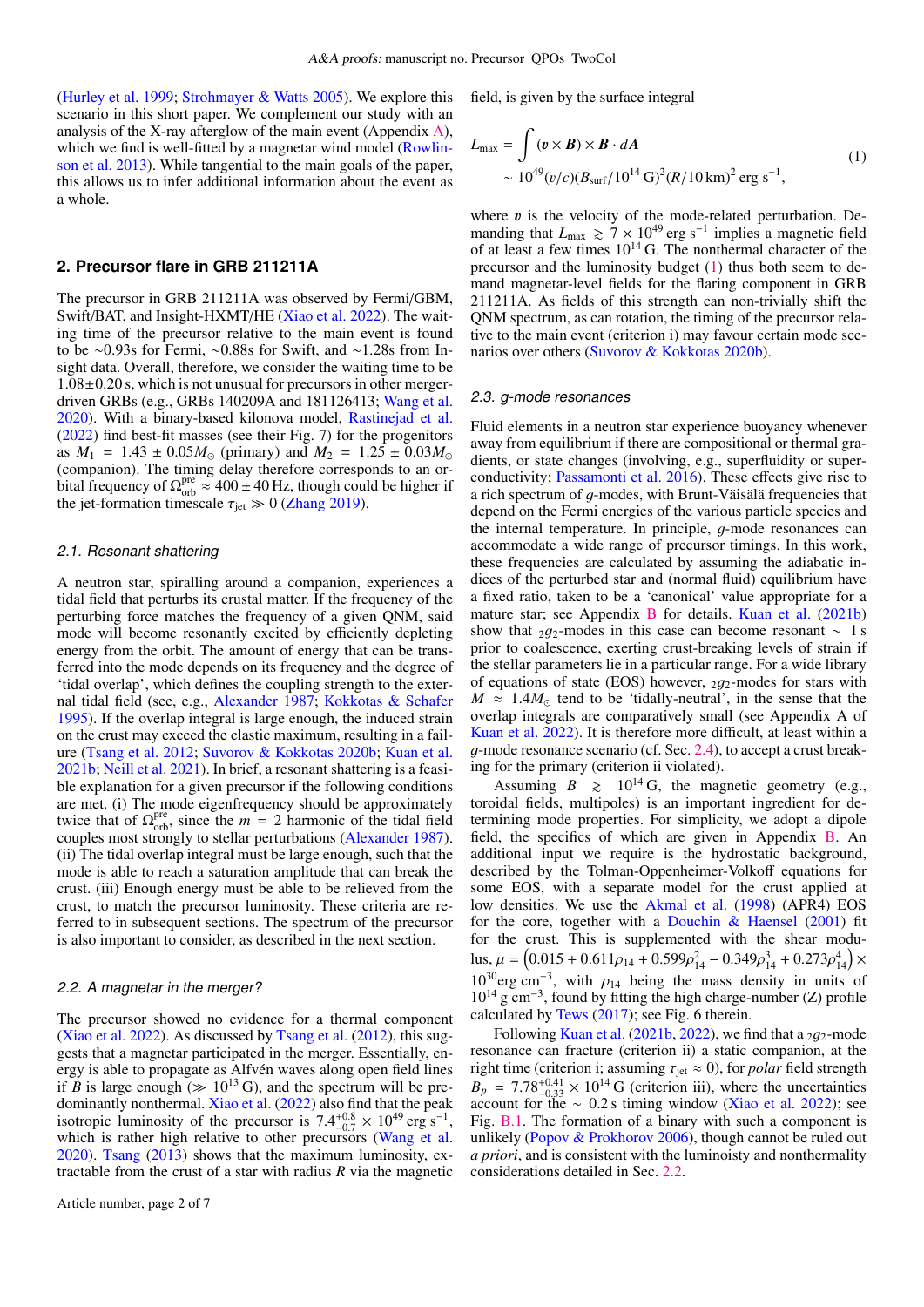(Hurley et al. 1999; Strohmayer & Watts 2005). We explore this scenario in this short paper. We complement our study with an analysis of the X-ray afterglow of the main event (Appendix A), which we find is well-fitted by a magnetar wind model (Rowlinson et al. 2013). While tangential to the main goals of the paper, this allows us to infer additional information about the event as a whole.

## 2. Precursor flare in GRB 211211A

The precursor in GRB 211211A was observed by Fermi/GBM, Swift/BAT, and Insight-HXMT/HE (Xiao et al. 2022). The waiting time of the precursor relative to the main event is found to be ∼0.93s for Fermi, ∼0.88s for Swift, and ∼1.28s from Insight data. Overall, therefore, we consider the waiting time to be $1.08 \pm 0.20$ s, which is not unusual for precursors in other merger-driven GRBs (e.g., GRBs 140209A and 181126413; Wang et al. 2020). With a binary-based kilonova model, Rastinejad et al. (2022) find best-fit masses (see their Fig. 7) for the progenitors as $M_1 = 1.43 \pm 0.05 M_{\odot}$ (primary) and $M_2 = 1.25 \pm 0.03 M_{\odot}$ (companion). The timing delay therefore corresponds to an orbital frequency of $\Omega^{\text{pre}}_{\text{orb}} \approx 400 \pm 40$ Hz, though could be higher if the jet-formation timescale $\tau_{\text{jet}} \gg 0$ (Zhang 2019).

### 2.1. Resonant shattering

A neutron star, spiralling around a companion, experiences a tidal field that perturbs its crustal matter. If the frequency of the perturbing force matches the frequency of a given QNM, said mode will become resonantly excited by efficiently depleting energy from the orbit. The amount of energy that can be transferred into the mode depends on its frequency and the degree of 'tidal overlap', which defines the coupling strength to the external tidal field (see, e.g., Alexander 1987; Kokkotas & Schafer 1995). If the overlap integral is large enough, the induced strain on the crust may exceed the elastic maximum, resulting in a failure (Tsang et al. 2012; Suvorov & Kokkotas 2020b; Kuan et al. 2021b; Neill et al. 2021). In brief, a resonant shattering is a feasible explanation for a given precursor if the following conditions are met. (i) The mode eigenfrequency should be approximately twice that of $\Omega^{\text{pre}}_{\text{orb}}$, since the $m = 2$ harmonic of the tidal field couples most strongly to stellar perturbations (Alexander 1987). (ii) The tidal overlap integral must be large enough, such that the mode is able to reach a saturation amplitude that can break the crust. (iii) Enough energy must be able to be relieved from the crust, to match the precursor luminosity. These criteria are referred to in subsequent sections. The spectrum of the precursor is also important to consider, as described in the next section.

### 2.2. A magnetar in the merger?

The precursor showed no evidence for a thermal component (Xiao et al. 2022). As discussed by Tsang et al. (2012), this suggests that a magnetar participated in the merger. Essentially, energy is able to propagate as Alfvén waves along open field lines if $B$ is large enough ($\gg 10^{13}$ G), and the spectrum will be predominantly nonthermal. Xiao et al. (2022) also find that the peak isotropic luminosity of the precursor is $7.4^{+0.8}_{-0.7} \times 10^{49}$ erg s$^{-1}$, which is rather high relative to other precursors (Wang et al. 2020). Tsang (2013) shows that the maximum luminosity, extractable from the crust of a star with radius $R$ via the magnetic field, is given by the surface integral

$$
\begin{aligned}
L_{\text{max}} &= \int (\boldsymbol{v} \times \boldsymbol{B}) \times \boldsymbol{B} \cdot d\boldsymbol{A} \\
&\sim 10^{49} (v/c)(B_{\text{surf}}/10^{14}\,\text{G})^2 (R/10\,\text{km})^2 \text{ erg s}^{-1},
\end{aligned} \tag{1}
$$

where $\boldsymbol{v}$ is the velocity of the mode-related perturbation. Demanding that $L_{\text{max}} \gtrsim 7 \times 10^{49}$ erg s$^{-1}$ implies a magnetic field of at least a few times $10^{14}$ G. The nonthermal character of the precursor and the luminosity budget (1) thus both seem to demand magnetar-level fields for the flaring component in GRB 211211A. As fields of this strength can non-trivially shift the QNM spectrum, as can rotation, the timing of the precursor relative to the main event (criterion i) may favour certain mode scenarios over others (Suvorov & Kokkotas 2020b).

### 2.3. g-mode resonances

Fluid elements in a neutron star experience buoyancy whenever away from equilibrium if there are compositional or thermal gradients, or state changes (involving, e.g., superfluidity or superconductivity; Passamonti et al. 2016). These effects give rise to a rich spectrum of $g$-modes, with Brunt-Väisälä frequencies that depend on the Fermi energies of the various particle species and the internal temperature. In principle, $g$-mode resonances can accommodate a wide range of precursor timings. In this work, these frequencies are calculated by assuming the adiabatic indices of the perturbed star and (normal fluid) equilibrium have a fixed ratio, taken to be a 'canonical' value appropriate for a mature star; see Appendix B for details. Kuan et al. (2021b) show that ${}_2g_2$-modes in this case can become resonant $\sim 1$ s prior to coalescence, exerting crust-breaking levels of strain if the stellar parameters lie in a particular range. For a wide library of equations of state (EOS) however, ${}_2g_2$-modes for stars with $M \approx 1.4 M_{\odot}$ tend to be 'tidally-neutral', in the sense that the overlap integrals are comparatively small (see Appendix A of Kuan et al. 2022). It is therefore more difficult, at least within a $g$-mode resonance scenario (cf. Sec. 2.4), to accept a crust breaking for the primary (criterion ii violated).

Assuming $B \gtrsim 10^{14}$ G, the magnetic geometry (e.g., toroidal fields, multipoles) is an important ingredient for determining mode properties. For simplicity, we adopt a dipole field, the specifics of which are given in Appendix B. An additional input we require is the hydrostatic background, described by the Tolman-Oppenheimer-Volkoff equations for some EOS, with a separate model for the crust applied at low densities. We use the Akmal et al. (1998) (APR4) EOS for the core, together with a Douchin & Haensel (2001) fit for the crust. This is supplemented with the shear modulus, $\mu = \left(0.015 + 0.611\rho_{14} + 0.599\rho_{14}^2 - 0.349\rho_{14}^3 + 0.273\rho_{14}^4\right) \times 10^{30}$erg cm$^{-3}$, with $\rho_{14}$ being the mass density in units of $10^{14}$ g cm$^{-3}$, found by fitting the high charge-number (Z) profile calculated by Tews (2017); see Fig. 6 therein.

Following Kuan et al. (2021b, 2022), we find that a ${}_2g_2$-mode resonance can fracture (criterion ii) a static companion, at the right time (criterion i; assuming $\tau_{\text{jet}} \approx 0$), for *polar* field strength $B_p = 7.78^{+0.41}_{-0.33} \times 10^{14}$ G (criterion iii), where the uncertainties account for the $\sim 0.2$ s timing window (Xiao et al. 2022); see Fig. B.1. The formation of a binary with such a component is unlikely (Popov & Prokhorov 2006), though cannot be ruled out *a priori*, and is consistent with the luminoisty and nonthermality considerations detailed in Sec. 2.2.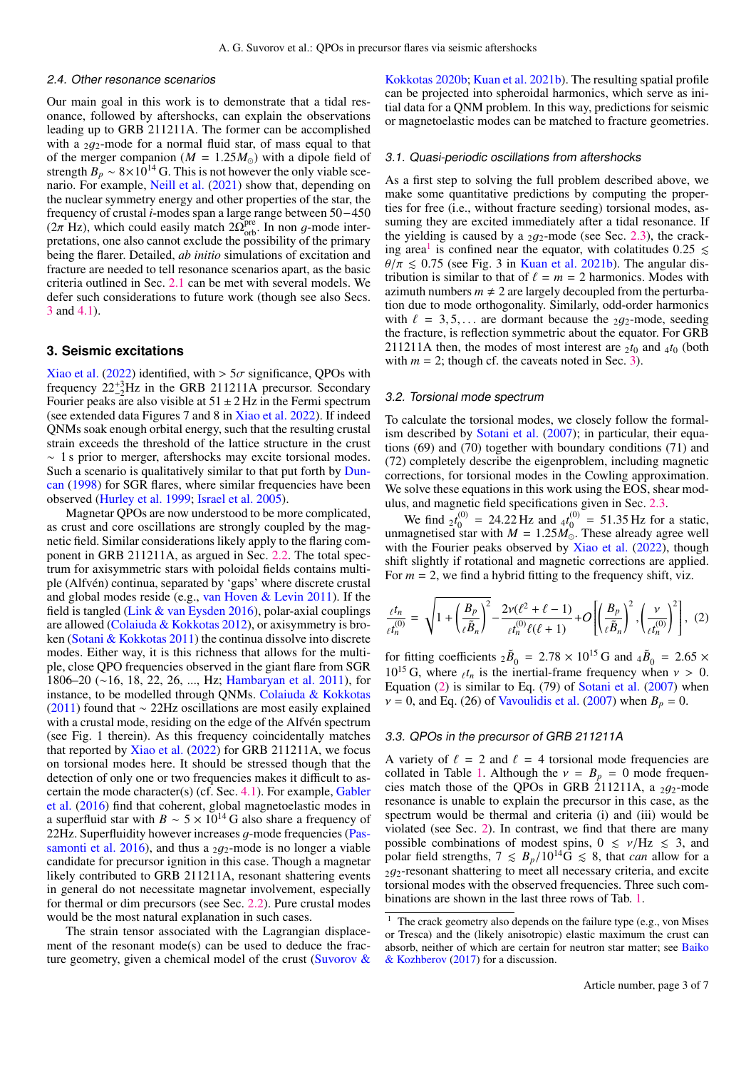### 2.4. Other resonance scenarios

Our main goal in this work is to demonstrate that a tidal resonance, followed by aftershocks, can explain the observations leading up to GRB 211211A. The former can be accomplished with a ${}_2g_2$-mode for a normal fluid star, of mass equal to that of the merger companion ($M = 1.25 M_{\odot}$) with a dipole field of strength $B_p \sim 8 \times 10^{14}$ G. This is not however the only viable scenario. For example, Neill et al. (2021) show that, depending on the nuclear symmetry energy and other properties of the star, the frequency of crustal *i*-modes span a large range between 50 − 450 ($2\pi$ Hz), which could easily match $2\Omega_{\rm orb}^{\rm pre}$. In non *g*-mode interpretations, one also cannot exclude the possibility of the primary being the flarer. Detailed, *ab initio* simulations of excitation and fracture are needed to tell resonance scenarios apart, as the basic criteria outlined in Sec. 2.1 can be met with several models. We defer such considerations to future work (though see also Secs. 3 and 4.1).

## 3. Seismic excitations

Xiao et al. (2022) identified, with $> 5\sigma$ significance, QPOs with frequency $22^{+3}_{-2}$Hz in the GRB 211211A precursor. Secondary Fourier peaks are also visible at $51 \pm 2$ Hz in the Fermi spectrum (see extended data Figures 7 and 8 in Xiao et al. 2022). If indeed QNMs soak enough orbital energy, such that the resulting crustal strain exceeds the threshold of the lattice structure in the crust $\sim 1$ s prior to merger, aftershocks may excite torsional modes. Such a scenario is qualitatively similar to that put forth by Duncan (1998) for SGR flares, where similar frequencies have been observed (Hurley et al. 1999; Israel et al. 2005).

Magnetar QPOs are now understood to be more complicated, as crust and core oscillations are strongly coupled by the magnetic field. Similar considerations likely apply to the flaring component in GRB 211211A, as argued in Sec. 2.2. The total spectrum for axisymmetric stars with poloidal fields contains multiple (Alfvén) continua, separated by 'gaps' where discrete crustal and global modes reside (e.g., van Hoven & Levin 2011). If the field is tangled (Link & van Eysden 2016), polar-axial couplings are allowed (Colaiuda & Kokkotas 2012), or axisymmetry is broken (Sotani & Kokkotas 2011) the continua dissolve into discrete modes. Either way, it is this richness that allows for the multiple, close QPO frequencies observed in the giant flare from SGR 1806–20 (∼16, 18, 22, 26, ..., Hz; Hambaryan et al. 2011), for instance, to be modelled through QNMs. Colaiuda & Kokkotas (2011) found that ∼ 22Hz oscillations are most easily explained with a crustal mode, residing on the edge of the Alfvén spectrum (see Fig. 1 therein). As this frequency coincidentally matches that reported by Xiao et al. (2022) for GRB 211211A, we focus on torsional modes here. It should be stressed though that the detection of only one or two frequencies makes it difficult to ascertain the mode character(s) (cf. Sec. 4.1). For example, Gabler et al. (2016) find that coherent, global magnetoelastic modes in a superfluid star with $B \sim 5 \times 10^{14}$ G also share a frequency of 22Hz. Superfluidity however increases *g*-mode frequencies (Passamonti et al. 2016), and thus a ${}_2g_2$-mode is no longer a viable candidate for precursor ignition in this case. Though a magnetar likely contributed to GRB 211211A, resonant shattering events in general do not necessitate magnetar involvement, especially for thermal or dim precursors (see Sec. 2.2). Pure crustal modes would be the most natural explanation in such cases.

The strain tensor associated with the Lagrangian displacement of the resonant mode(s) can be used to deduce the fracture geometry, given a chemical model of the crust (Suvorov & Kokkotas 2020b; Kuan et al. 2021b). The resulting spatial profile can be projected into spheroidal harmonics, which serve as initial data for a QNM problem. In this way, predictions for seismic or magnetoelastic modes can be matched to fracture geometries.

### 3.1. Quasi-periodic oscillations from aftershocks

As a first step to solving the full problem described above, we make some quantitative predictions by computing the properties for free (i.e., without fracture seeding) torsional modes, assuming they are excited immediately after a tidal resonance. If the yielding is caused by a ${}_2g_2$-mode (see Sec. 2.3), the cracking area[1] is confined near the equator, with colatitudes $0.25 \lesssim \theta/\pi \lesssim 0.75$ (see Fig. 3 in Kuan et al. 2021b). The angular distribution is similar to that of $\ell = m = 2$ harmonics. Modes with azimuth numbers $m \neq 2$ are largely decoupled from the perturbation due to mode orthogonality. Similarly, odd-order harmonics with $\ell = 3, 5, \ldots$ are dormant because the ${}_2g_2$-mode, seeding the fracture, is reflection symmetric about the equator. For GRB 211211A then, the modes of most interest are ${}_2t_0$ and ${}_4t_0$ (both with $m = 2$; though cf. the caveats noted in Sec. 3).

### 3.2. Torsional mode spectrum

To calculate the torsional modes, we closely follow the formalism described by Sotani et al. (2007); in particular, their equations (69) and (70) together with boundary conditions (71) and (72) completely describe the eigenproblem, including magnetic corrections, for torsional modes in the Cowling approximation. We solve these equations in this work using the EOS, shear modulus, and magnetic field specifications given in Sec. 2.3.

We find ${}_2t_0^{(0)} = 24.22$ Hz and ${}_4t_0^{(0)} = 51.35$ Hz for a static, unmagnetised star with $M = 1.25 M_{\odot}$. These already agree well with the Fourier peaks observed by Xiao et al. (2022), though shift slightly if rotational and magnetic corrections are applied. For $m = 2$, we find a hybrid fitting to the frequency shift, viz.

$$\frac{{}_\ell t_n}{{}_\ell t_n^{(0)}} = \sqrt{1 + \left(\frac{B_p}{{}_\ell \tilde{B}_n}\right)^2} - \frac{2\nu(\ell^2 + \ell - 1)}{{}_\ell t_n^{(0)} \ell(\ell+1)} + O\left[\left(\frac{B_p}{{}_\ell \tilde{B}_n}\right)^2, \left(\frac{\nu}{{}_\ell t_n^{(0)}}\right)^2\right], \quad (2)$$

for fitting coefficients ${}_2\tilde{B}_0 = 2.78 \times 10^{15}$ G and ${}_4\tilde{B}_0 = 2.65 \times 10^{15}$ G, where ${}_\ell t_n$ is the inertial-frame frequency when $\nu > 0$. Equation (2) is similar to Eq. (79) of Sotani et al. (2007) when $\nu = 0$, and Eq. (26) of Vavoulidis et al. (2007) when $B_p = 0$.

### 3.3. QPOs in the precursor of GRB 211211A

A variety of $\ell = 2$ and $\ell = 4$ torsional mode frequencies are collated in Table 1. Although the $\nu = B_p = 0$ mode frequencies match those of the QPOs in GRB 211211A, a ${}_2g_2$-mode resonance is unable to explain the precursor in this case, as the spectrum would be thermal and criteria (i) and (iii) would be violated (see Sec. 2). In contrast, we find that there are many possible combinations of modest spins, $0 \lesssim \nu/\text{Hz} \lesssim 3$, and polar field strengths, $7 \lesssim B_p/10^{14}\text{G} \lesssim 8$, that *can* allow for a ${}_2g_2$-resonant shattering to meet all necessary criteria, and excite torsional modes with the observed frequencies. Three such combinations are shown in the last three rows of Tab. 1.

[1] The crack geometry also depends on the failure type (e.g., von Mises or Tresca) and the (likely anisotropic) elastic maximum the crust can absorb, neither of which are certain for neutron star matter; see Baiko & Kozhberov (2017) for a discussion.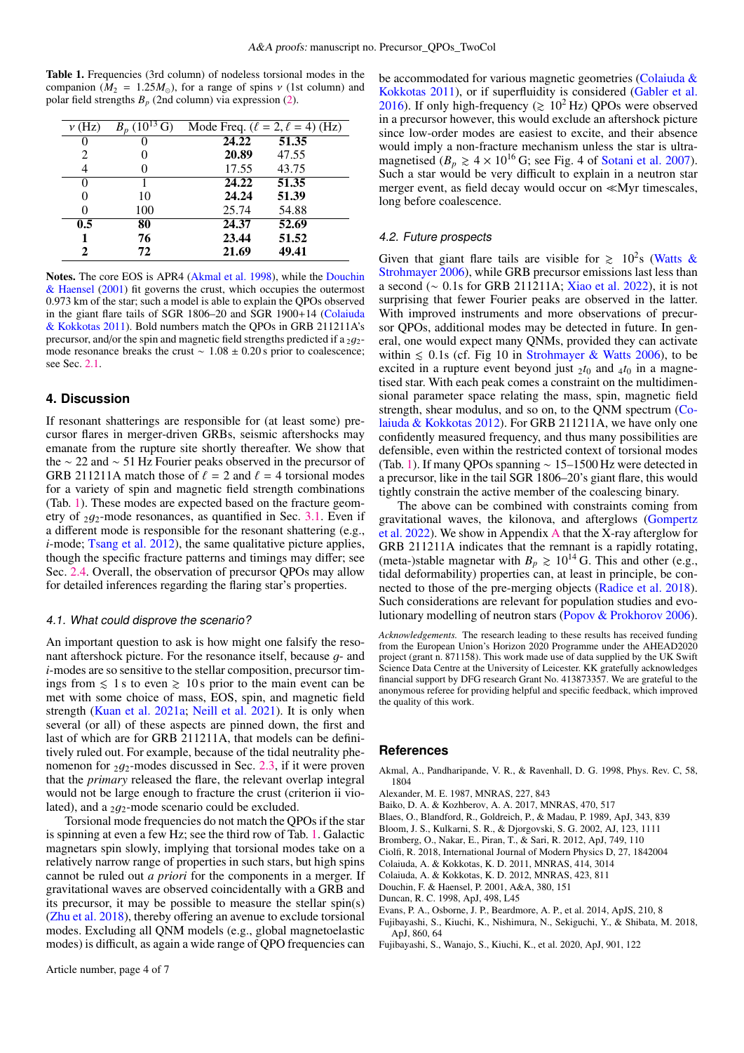**Table 1.** Frequencies (3rd column) of nodeless torsional modes in the companion ($M_2 = 1.25 M_\odot$), for a range of spins $\nu$ (1st column) and polar field strengths $B_p$ (2nd column) via expression (2).

| $\nu$ (Hz) | $B_p$ ($10^{13}$ G) | Mode Freq. ($\ell = 2$, | $\ell = 4$) (Hz) |
|---|---|---|---|
| 0 | 0 | **24.22** | **51.35** |
| 2 | 0 | **20.89** | 47.55 |
| 4 | 0 | 17.55 | 43.75 |
| 0 | 1 | **24.22** | **51.35** |
| 0 | 10 | **24.24** | **51.39** |
| 0 | 100 | 25.74 | 54.88 |
| **0.5** | **80** | **24.37** | **52.69** |
| **1** | **76** | **23.44** | **51.52** |
| **2** | **72** | **21.69** | **49.41** |

**Notes.** The core EOS is APR4 (Akmal et al. 1998), while the Douchin & Haensel (2001) fit governs the crust, which occupies the outermost 0.973 km of the star; such a model is able to explain the QPOs observed in the giant flare tails of SGR 1806–20 and SGR 1900+14 (Colaiuda & Kokkotas 2011). Bold numbers match the QPOs in GRB 211211A's precursor, and/or the spin and magnetic field strengths predicted if a ${}_2g_2$-mode resonance breaks the crust $\sim 1.08 \pm 0.20$ s prior to coalescence; see Sec. 2.1.

## 4. Discussion

If resonant shatterings are responsible for (at least some) precursor flares in merger-driven GRBs, seismic aftershocks may emanate from the rupture site shortly thereafter. We show that the $\sim 22$ and $\sim 51$ Hz Fourier peaks observed in the precursor of GRB 211211A match those of $\ell = 2$ and $\ell = 4$ torsional modes for a variety of spin and magnetic field strength combinations (Tab. 1). These modes are expected based on the fracture geometry of ${}_2g_2$-mode resonances, as quantified in Sec. 3.1. Even if a different mode is responsible for the resonant shattering (e.g., *i*-mode; Tsang et al. 2012), the same qualitative picture applies, though the specific fracture patterns and timings may differ; see Sec. 2.4. Overall, the observation of precursor QPOs may allow for detailed inferences regarding the flaring star's properties.

### 4.1. What could disprove the scenario?

An important question to ask is how might one falsify the resonant aftershock picture. For the resonance itself, because *g*- and *i*-modes are so sensitive to the stellar composition, precursor timings from $\lesssim 1$ s to even $\gtrsim 10$ s prior to the main event can be met with some choice of mass, EOS, spin, and magnetic field strength (Kuan et al. 2021a; Neill et al. 2021). It is only when several (or all) of these aspects are pinned down, the first and last of which are for GRB 211211A, that models can be definitively ruled out. For example, because of the tidal neutrality phenomenon for ${}_2g_2$-modes discussed in Sec. 2.3, if it were proven that the *primary* released the flare, the relevant overlap integral would not be large enough to fracture the crust (criterion ii violated), and a ${}_2g_2$-mode scenario could be excluded.

Torsional mode frequencies do not match the QPOs if the star is spinning at even a few Hz; see the third row of Tab. 1. Galactic magnetars spin slowly, implying that torsional modes take on a relatively narrow range of properties in such stars, but high spins cannot be ruled out *a priori* for the components in a merger. If gravitational waves are observed coincidentally with a GRB and its precursor, it may be possible to measure the stellar spin(s) (Zhu et al. 2018), thereby offering an avenue to exclude torsional modes. Excluding all QNM models (e.g., global magnetoelastic modes) is difficult, as again a wide range of QPO frequencies can be accommodated for various magnetic geometries (Colaiuda & Kokkotas 2011), or if superfluidity is considered (Gabler et al. 2016). If only high-frequency ($\gtrsim 10^2$ Hz) QPOs were observed in a precursor however, this would exclude an aftershock picture since low-order modes are easiest to excite, and their absence would imply a non-fracture mechanism unless the star is ultra-magnetised ($B_p \gtrsim 4 \times 10^{16}$ G; see Fig. 4 of Sotani et al. 2007). Such a star would be very difficult to explain in a neutron star merger event, as field decay would occur on ≪Myr timescales, long before coalescence.

### 4.2. Future prospects

Given that giant flare tails are visible for $\gtrsim 10^2$s (Watts & Strohmayer 2006), while GRB precursor emissions last less than a second ($\sim 0.1$s for GRB 211211A; Xiao et al. 2022), it is not surprising that fewer Fourier peaks are observed in the latter. With improved instruments and more observations of precursor QPOs, additional modes may be detected in future. In general, one would expect many QNMs, provided they can activate within $\lesssim 0.1$s (cf. Fig 10 in Strohmayer & Watts 2006), to be excited in a rupture event beyond just ${}_2t_0$ and ${}_4t_0$ in a magnetised star. With each peak comes a constraint on the multidimensional parameter space relating the mass, spin, magnetic field strength, shear modulus, and so on, to the QNM spectrum (Colaiuda & Kokkotas 2012). For GRB 211211A, we have only one confidently measured frequency, and thus many possibilities are defensible, even within the restricted context of torsional modes (Tab. 1). If many QPOs spanning $\sim 15$–$1500$ Hz were detected in a precursor, like in the tail SGR 1806–20's giant flare, this would tightly constrain the active member of the coalescing binary.

The above can be combined with constraints coming from gravitational waves, the kilonova, and afterglows (Gompertz et al. 2022). We show in Appendix A that the X-ray afterglow for GRB 211211A indicates that the remnant is a rapidly rotating, (meta-)stable magnetar with $B_p \gtrsim 10^{14}$ G. This and other (e.g., tidal deformability) properties can, at least in principle, be connected to those of the pre-merging objects (Radice et al. 2018). Such considerations are relevant for population studies and evolutionary modelling of neutron stars (Popov & Prokhorov 2006).

*Acknowledgements.* The research leading to these results has received funding from the European Union's Horizon 2020 Programme under the AHEAD2020 project (grant n. 871158). This work made use of data supplied by the UK Swift Science Data Centre at the University of Leicester. KK gratefully acknowledges financial support by DFG research Grant No. 413873357. We are grateful to the anonymous referee for providing helpful and specific feedback, which improved the quality of this work.

## References

Akmal, A., Pandharipande, V. R., & Ravenhall, D. G. 1998, Phys. Rev. C, 58, 1804
Alexander, M. E. 1987, MNRAS, 227, 843
Baiko, D. A. & Kozhberov, A. A. 2017, MNRAS, 470, 517
Blaes, O., Blandford, R., Goldreich, P., & Madau, P. 1989, ApJ, 343, 839
Bloom, J. S., Kulkarni, S. R., & Djorgovski, S. G. 2002, AJ, 123, 1111
Bromberg, O., Nakar, E., Piran, T., & Sari, R. 2012, ApJ, 749, 110
Ciolfi, R. 2018, International Journal of Modern Physics D, 27, 1842004
Colaiuda, A. & Kokkotas, K. D. 2011, MNRAS, 414, 3014
Colaiuda, A. & Kokkotas, K. D. 2012, MNRAS, 423, 811
Douchin, F. & Haensel, P. 2001, A&A, 380, 151
Duncan, R. C. 1998, ApJ, 498, L45
Evans, P. A., Osborne, J. P., Beardmore, A. P., et al. 2014, ApJS, 210, 8
Fujibayashi, S., Kiuchi, K., Nishimura, N., Sekiguchi, Y., & Shibata, M. 2018, ApJ, 860, 64
Fujibayashi, S., Wanajo, S., Kiuchi, K., et al. 2020, ApJ, 901, 122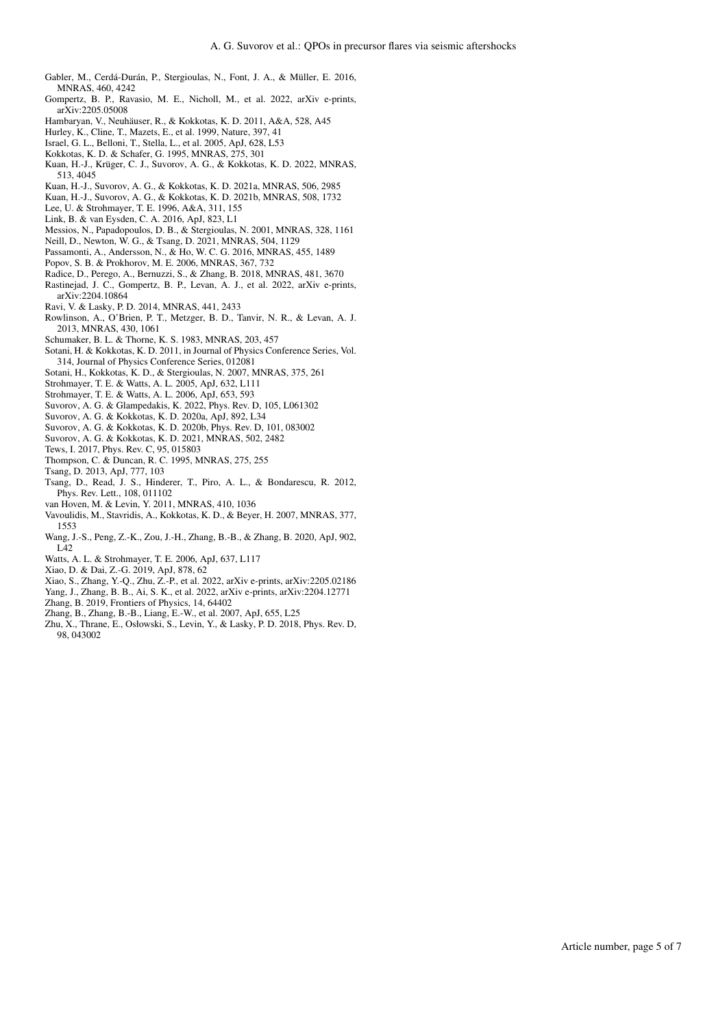Gabler, M., Cerdá-Durán, P., Stergioulas, N., Font, J. A., & Müller, E. 2016, MNRAS, 460, 4242

Gompertz, B. P., Ravasio, M. E., Nicholl, M., et al. 2022, arXiv e-prints, arXiv:2205.05008

Hambaryan, V., Neuhäuser, R., & Kokkotas, K. D. 2011, A&A, 528, A45

Hurley, K., Cline, T., Mazets, E., et al. 1999, Nature, 397, 41

Israel, G. L., Belloni, T., Stella, L., et al. 2005, ApJ, 628, L53

Kokkotas, K. D. & Schafer, G. 1995, MNRAS, 275, 301

Kuan, H.-J., Krüger, C. J., Suvorov, A. G., & Kokkotas, K. D. 2022, MNRAS, 513, 4045

Kuan, H.-J., Suvorov, A. G., & Kokkotas, K. D. 2021a, MNRAS, 506, 2985

Kuan, H.-J., Suvorov, A. G., & Kokkotas, K. D. 2021b, MNRAS, 508, 1732

Lee, U. & Strohmayer, T. E. 1996, A&A, 311, 155

Link, B. & van Eysden, C. A. 2016, ApJ, 823, L1

Messios, N., Papadopoulos, D. B., & Stergioulas, N. 2001, MNRAS, 328, 1161

Neill, D., Newton, W. G., & Tsang, D. 2021, MNRAS, 504, 1129

Passamonti, A., Andersson, N., & Ho, W. C. G. 2016, MNRAS, 455, 1489

Popov, S. B. & Prokhorov, M. E. 2006, MNRAS, 367, 732

Radice, D., Perego, A., Bernuzzi, S., & Zhang, B. 2018, MNRAS, 481, 3670

Rastinejad, J. C., Gompertz, B. P., Levan, A. J., et al. 2022, arXiv e-prints, arXiv:2204.10864

Ravi, V. & Lasky, P. D. 2014, MNRAS, 441, 2433

Rowlinson, A., O'Brien, P. T., Metzger, B. D., Tanvir, N. R., & Levan, A. J. 2013, MNRAS, 430, 1061

Schumaker, B. L. & Thorne, K. S. 1983, MNRAS, 203, 457

Sotani, H. & Kokkotas, K. D. 2011, in Journal of Physics Conference Series, Vol. 314, Journal of Physics Conference Series, 012081

Sotani, H., Kokkotas, K. D., & Stergioulas, N. 2007, MNRAS, 375, 261

Strohmayer, T. E. & Watts, A. L. 2005, ApJ, 632, L111

Strohmayer, T. E. & Watts, A. L. 2006, ApJ, 653, 593

Suvorov, A. G. & Glampedakis, K. 2022, Phys. Rev. D, 105, L061302

Suvorov, A. G. & Kokkotas, K. D. 2020a, ApJ, 892, L34

Suvorov, A. G. & Kokkotas, K. D. 2020b, Phys. Rev. D, 101, 083002

Suvorov, A. G. & Kokkotas, K. D. 2021, MNRAS, 502, 2482

Tews, I. 2017, Phys. Rev. C, 95, 015803

Thompson, C. & Duncan, R. C. 1995, MNRAS, 275, 255

Tsang, D. 2013, ApJ, 777, 103

Tsang, D., Read, J. S., Hinderer, T., Piro, A. L., & Bondarescu, R. 2012, Phys. Rev. Lett., 108, 011102

van Hoven, M. & Levin, Y. 2011, MNRAS, 410, 1036

Vavoulidis, M., Stavridis, A., Kokkotas, K. D., & Beyer, H. 2007, MNRAS, 377, 1553

Wang, J.-S., Peng, Z.-K., Zou, J.-H., Zhang, B.-B., & Zhang, B. 2020, ApJ, 902, L42

Watts, A. L. & Strohmayer, T. E. 2006, ApJ, 637, L117

Xiao, D. & Dai, Z.-G. 2019, ApJ, 878, 62

Xiao, S., Zhang, Y.-Q., Zhu, Z.-P., et al. 2022, arXiv e-prints, arXiv:2205.02186

Yang, J., Zhang, B. B., Ai, S. K., et al. 2022, arXiv e-prints, arXiv:2204.12771

Zhang, B. 2019, Frontiers of Physics, 14, 64402

Zhang, B., Zhang, B.-B., Liang, E.-W., et al. 2007, ApJ, 655, L25

Zhu, X., Thrane, E., Osłowski, S., Levin, Y., & Lasky, P. D. 2018, Phys. Rev. D, 98, 043002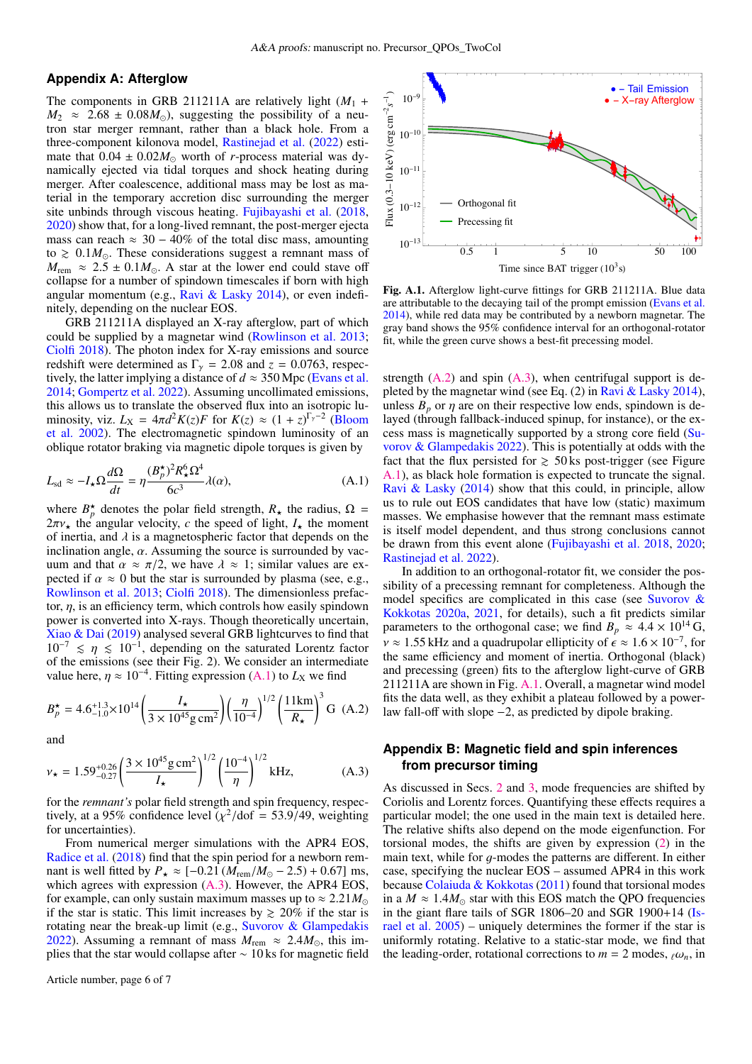## Appendix A: Afterglow

The components in GRB 211211A are relatively light ($M_1 + M_2 \approx 2.68 \pm 0.08 M_\odot$), suggesting the possibility of a neutron star merger remnant, rather than a black hole. From a three-component kilonova model, Rastinejad et al. (2022) estimate that $0.04 \pm 0.02 M_\odot$ worth of $r$-process material was dynamically ejected via tidal torques and shock heating during merger. After coalescence, additional mass may be lost as material in the temporary accretion disc surrounding the merger site unbinds through viscous heating. Fujibayashi et al. (2018, 2020) show that, for a long-lived remnant, the post-merger ejecta mass can reach $\approx 30-40\%$ of the total disc mass, amounting to $\gtrsim 0.1 M_\odot$. These considerations suggest a remnant mass of $M_{\rm rem} \approx 2.5 \pm 0.1 M_\odot$. A star at the lower end could stave off collapse for a number of spindown timescales if born with high angular momentum (e.g., Ravi & Lasky 2014), or even indefinitely, depending on the nuclear EOS.

GRB 211211A displayed an X-ray afterglow, part of which could be supplied by a magnetar wind (Rowlinson et al. 2013; Ciolfi 2018). The photon index for X-ray emissions and source redshift were determined as $\Gamma_\gamma = 2.08$ and $z = 0.0763$, respectively, the latter implying a distance of $d \approx 350$ Mpc (Evans et al. 2014; Gompertz et al. 2022). Assuming uncollimated emissions, this allows us to translate the observed flux into an isotropic luminosity, viz. $L_X = 4\pi d^2 K(z) F$ for $K(z) \approx (1+z)^{\Gamma_\gamma - 2}$ (Bloom et al. 2002). The electromagnetic spindown luminosity of an oblique rotator braking via magnetic dipole torques is given by

$$L_{\rm sd} \approx -I_\star \Omega \frac{d\Omega}{dt} = \eta \frac{(B_p^\star)^2 R_\star^6 \Omega^4}{6c^3} \lambda(\alpha), \tag{A.1}$$

where $B_p^\star$ denotes the polar field strength, $R_\star$ the radius, $\Omega = 2\pi\nu_\star$ the angular velocity, $c$ the speed of light, $I_\star$ the moment of inertia, and $\lambda$ is a magnetospheric factor that depends on the inclination angle, $\alpha$. Assuming the source is surrounded by vacuum and that $\alpha \approx \pi/2$, we have $\lambda \approx 1$; similar values are expected if $\alpha \approx 0$ but the star is surrounded by plasma (see, e.g., Rowlinson et al. 2013; Ciolfi 2018). The dimensionless prefactor, $\eta$, is an efficiency term, which controls how easily spindown power is converted into X-rays. Though theoretically uncertain, Xiao & Dai (2019) analysed several GRB lightcurves to find that $10^{-7} \lesssim \eta \lesssim 10^{-1}$, depending on the saturated Lorentz factor of the emissions (see their Fig. 2). We consider an intermediate value here, $\eta \approx 10^{-4}$. Fitting expression (A.1) to $L_X$ we find

$$B_p^\star = 4.6^{+1.3}_{-1.0} \times 10^{14} \left( \frac{I_\star}{3 \times 10^{45} \, \text{g cm}^2} \right) \left( \frac{\eta}{10^{-4}} \right)^{1/2} \left( \frac{11 \text{km}}{R_\star} \right)^3 \text{G} \tag{A.2}$$

and

$$\nu_\star = 1.59^{+0.26}_{-0.27} \left( \frac{3 \times 10^{45} \, \text{g cm}^2}{I_\star} \right)^{1/2} \left( \frac{10^{-4}}{\eta} \right)^{1/2} \text{kHz}, \tag{A.3}$$

for the *remnant's* polar field strength and spin frequency, respectively, at a 95% confidence level ($\chi^2/\text{dof} = 53.9/49$, weighting for uncertainties).

From numerical merger simulations with the APR4 EOS, Radice et al. (2018) find that the spin period for a newborn remnant is well fitted by $P_\star \approx [-0.21\,(M_{\rm rem}/M_\odot - 2.5) + 0.67]$ ms, which agrees with expression (A.3). However, the APR4 EOS, for example, can only sustain maximum masses up to $\approx 2.21 M_\odot$ if the star is static. This limit increases by $\gtrsim 20\%$ if the star is rotating near the break-up limit (e.g., Suvorov & Glampedakis 2022). Assuming a remnant of mass $M_{\rm rem} \approx 2.4 M_\odot$, this implies that the star would collapse after $\sim 10$ ks for magnetic field strength (A.2) and spin (A.3), when centrifugal support is depleted by the magnetar wind (see Eq. (2) in Ravi & Lasky 2014), unless $B_p$ or $\eta$ are on their respective low ends, spindown is delayed (through fallback-induced spinup, for instance), or the excess mass is magnetically supported by a strong core field (Suvorov & Glampedakis 2022). This is potentially at odds with the fact that the flux persisted for $\gtrsim 50$ ks post-trigger (see Figure A.1), as black hole formation is expected to truncate the signal. Ravi & Lasky (2014) show that this could, in principle, allow us to rule out EOS candidates that have low (static) maximum masses. We emphasise however that the remnant mass estimate is itself model dependent, and thus strong conclusions cannot be drawn from this event alone (Fujibayashi et al. 2018, 2020; Rastinejad et al. 2022).

In addition to an orthogonal-rotator fit, we consider the possibility of a precessing remnant for completeness. Although the model specifics are complicated in this case (see Suvorov & Kokkotas 2020a, 2021, for details), such a fit predicts similar parameters to the orthogonal case; we find $B_p \approx 4.4 \times 10^{14}$ G, $\nu \approx 1.55$ kHz and a quadrupolar ellipticity of $\epsilon \approx 1.6 \times 10^{-7}$, for the same efficiency and moment of inertia. Orthogonal (black) and precessing (green) fits to the afterglow light-curve of GRB 211211A are shown in Fig. A.1. Overall, a magnetar wind model fits the data well, as they exhibit a plateau followed by a power-law fall-off with slope $-2$, as predicted by dipole braking.

**Fig. A.1.** Afterglow light-curve fittings for GRB 211211A. Blue data are attributable to the decaying tail of the prompt emission (Evans et al. 2014), while red data may be contributed by a newborn magnetar. The gray band shows the 95% confidence interval for an orthogonal-rotator fit, while the green curve shows a best-fit precessing model.

## Appendix B: Magnetic field and spin inferences from precursor timing

As discussed in Secs. 2 and 3, mode frequencies are shifted by Coriolis and Lorentz forces. Quantifying these effects requires a particular model; the one used in the main text is detailed here. The relative shifts also depend on the mode eigenfunction. For torsional modes, the shifts are given by expression (2) in the main text, while for $g$-modes the patterns are different. In either case, specifying the nuclear EOS – assumed APR4 in this work because Colaiuda & Kokkotas (2011) found that torsional modes in a $M \approx 1.4 M_\odot$ star with this EOS match the QPO frequencies in the giant flare tails of SGR 1806–20 and SGR 1900+14 (Israel et al. 2005) – uniquely determines the former if the star is uniformly rotating. Relative to a static-star mode, we find that the leading-order, rotational corrections to $m = 2$ modes, ${}_\ell\omega_n$, in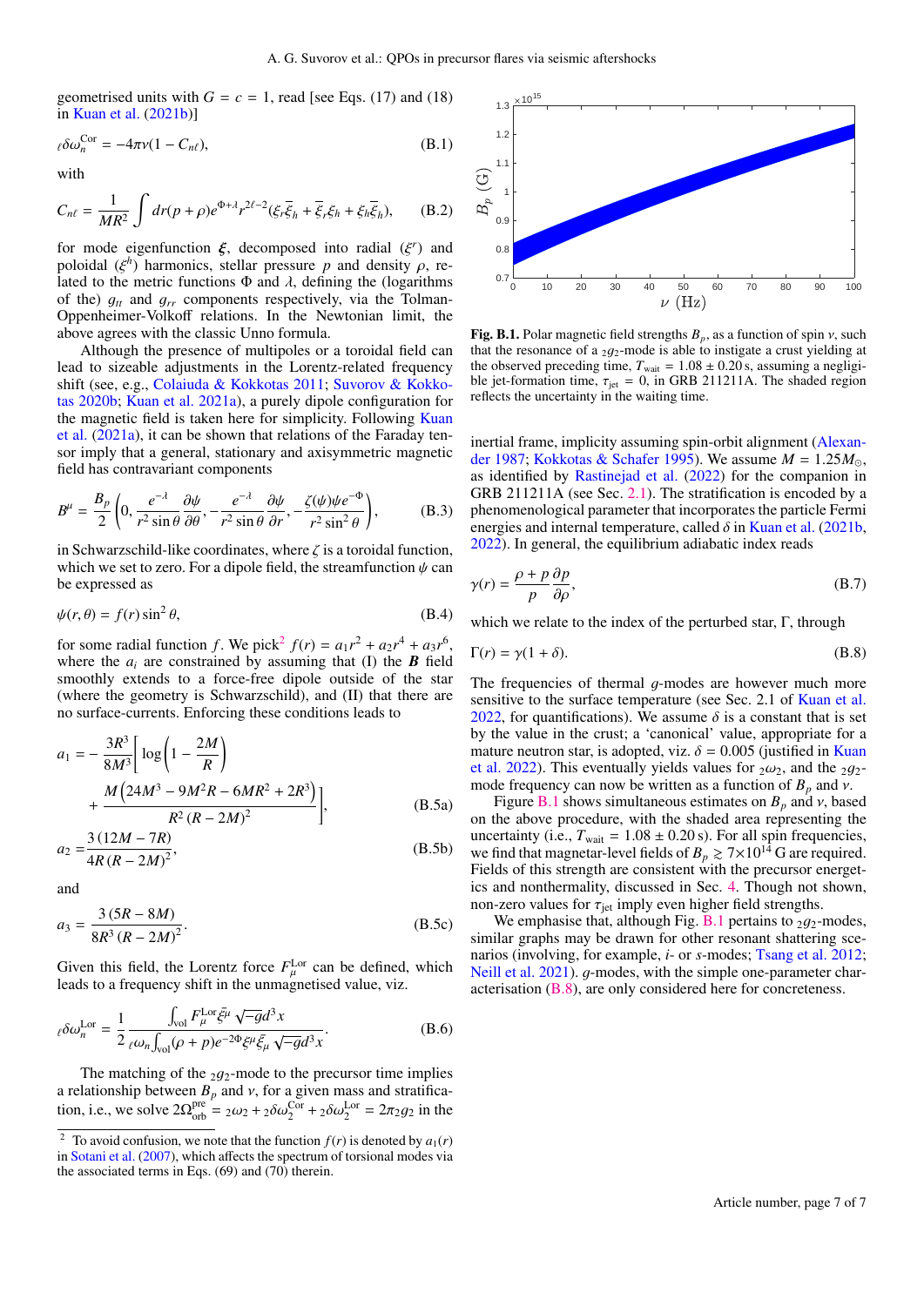geometrised units with $G = c = 1$, read [see Eqs. (17) and (18) in Kuan et al. (2021b)]

$$_{\ell}\delta\omega_n^{\rm Cor} = -4\pi\nu(1 - C_{n\ell}), \tag{B.1}$$

with

$$C_{n\ell} = \frac{1}{MR^2}\int dr (p+\rho) e^{\Phi+\lambda} r^{2\ell-2} (\xi_r \bar{\xi}_h + \bar{\xi}_r \xi_h + \xi_h \bar{\xi}_h), \tag{B.2}$$

for mode eigenfunction $\boldsymbol{\xi}$, decomposed into radial ($\xi^r$) and poloidal ($\xi^h$) harmonics, stellar pressure $p$ and density $\rho$, related to the metric functions $\Phi$ and $\lambda$, defining the (logarithms of the) $g_{tt}$ and $g_{rr}$ components respectively, via the Tolman-Oppenheimer-Volkoff relations. In the Newtonian limit, the above agrees with the classic Unno formula.

Although the presence of multipoles or a toroidal field can lead to sizeable adjustments in the Lorentz-related frequency shift (see, e.g., Colaiuda & Kokkotas 2011; Suvorov & Kokkotas 2020b; Kuan et al. 2021a), a purely dipole configuration for the magnetic field is taken here for simplicity. Following Kuan et al. (2021a), it can be shown that relations of the Faraday tensor imply that a general, stationary and axisymmetric magnetic field has contravariant components

$$B^{\mu} = \frac{B_p}{2}\left(0, \frac{e^{-\lambda}}{r^2 \sin\theta}\frac{\partial\psi}{\partial\theta}, -\frac{e^{-\lambda}}{r^2\sin\theta}\frac{\partial\psi}{\partial r}, -\frac{\zeta(\psi)\psi e^{-\Phi}}{r^2\sin^2\theta}\right), \tag{B.3}$$

in Schwarzschild-like coordinates, where $\zeta$ is a toroidal function, which we set to zero. For a dipole field, the streamfunction $\psi$ can be expressed as

$$\psi(r,\theta) = f(r)\sin^2\theta, \tag{B.4}$$

for some radial function $f$. We pick[2] $f(r) = a_1 r^2 + a_2 r^4 + a_3 r^6$, where the $a_i$ are constrained by assuming that (I) the $\boldsymbol{B}$ field smoothly extends to a force-free dipole outside of the star (where the geometry is Schwarzschild), and (II) that there are no surface-currents. Enforcing these conditions leads to

$$a_1 = -\frac{3R^3}{8M^3}\left[\log\left(1 - \frac{2M}{R}\right) + \frac{M\left(24M^3 - 9M^2R - 6MR^2 + 2R^3\right)}{R^2(R-2M)^2}\right], \tag{B.5a}$$

$$a_2 = \frac{3(12M - 7R)}{4R(R-2M)^2}, \tag{B.5b}$$

and

$$a_3 = \frac{3(5R - 8M)}{8R^3(R-2M)^2}. \tag{B.5c}$$

Given this field, the Lorentz force $F_{\mu}^{\rm Lor}$ can be defined, which leads to a frequency shift in the unmagnetised value, viz.

$$_{\ell}\delta\omega_n^{\rm Lor} = \frac{1}{2}\frac{\int_{\rm vol} F_{\mu}^{\rm Lor}\bar{\xi}^{\mu}\sqrt{-g}d^3x}{_{\ell}\omega_n \int_{\rm vol}(\rho+p)e^{-2\Phi}\xi^{\mu}\bar{\xi}_{\mu}\sqrt{-g}d^3x}. \tag{B.6}$$

The matching of the $_2g_2$-mode to the precursor time implies a relationship between $B_p$ and $\nu$, for a given mass and stratification, i.e., we solve $2\Omega_{\rm orb}^{\rm pre} = {_2\omega_2} + {_2\delta\omega_2^{\rm Cor}} + {_2\delta\omega_2^{\rm Lor}} = 2\pi {_2g_2}$ in the inertial frame, implicity assuming spin-orbit alignment (Alexander 1987; Kokkotas & Schafer 1995). We assume $M = 1.25 M_{\odot}$, as identified by Rastinejad et al. (2022) for the companion in GRB 211211A (see Sec. 2.1). The stratification is encoded by a phenomenological parameter that incorporates the particle Fermi energies and internal temperature, called $\delta$ in Kuan et al. (2021b, 2022). In general, the equilibrium adiabatic index reads

$$\gamma(r) = \frac{\rho + p}{p}\frac{\partial p}{\partial \rho}, \tag{B.7}$$

which we relate to the index of the perturbed star, $\Gamma$, through

$$\Gamma(r) = \gamma(1 + \delta). \tag{B.8}$$

The frequencies of thermal $g$-modes are however much more sensitive to the surface temperature (see Sec. 2.1 of Kuan et al. 2022, for quantifications). We assume $\delta$ is a constant that is set by the value in the crust; a 'canonical' value, appropriate for a mature neutron star, is adopted, viz. $\delta = 0.005$ (justified in Kuan et al. 2022). This eventually yields values for $_2\omega_2$, and the $_2g_2$-mode frequency can now be written as a function of $B_p$ and $\nu$.

$\times 10^{15}$
1.3
1.2
1.1
1
0.9
0.8
0.7
$B_p$ (G)
0 10 20 30 40 50 60 70 80 90 100
$\nu$ (Hz)

**Fig. B.1.** Polar magnetic field strengths $B_p$, as a function of spin $\nu$, such that the resonance of a $_2g_2$-mode is able to instigate a crust yielding at the observed preceding time, $T_{\rm wait} = 1.08 \pm 0.20$ s, assuming a negligible jet-formation time, $\tau_{\rm jet} = 0$, in GRB 211211A. The shaded region reflects the uncertainty in the waiting time.

Figure B.1 shows simultaneous estimates on $B_p$ and $\nu$, based on the above procedure, with the shaded area representing the uncertainty (i.e., $T_{\rm wait} = 1.08 \pm 0.20$ s). For all spin frequencies, we find that magnetar-level fields of $B_p \gtrsim 7\times10^{14}$ G are required. Fields of this strength are consistent with the precursor energetics and nonthermality, discussed in Sec. 4. Though not shown, non-zero values for $\tau_{\rm jet}$ imply even higher field strengths.

We emphasise that, although Fig. B.1 pertains to $_2g_2$-modes, similar graphs may be drawn for other resonant shattering scenarios (involving, for example, $i$- or $s$-modes; Tsang et al. 2012; Neill et al. 2021). $g$-modes, with the simple one-parameter characterisation (B.8), are only considered here for concreteness.

[2] To avoid confusion, we note that the function $f(r)$ is denoted by $a_1(r)$ in Sotani et al. (2007), which affects the spectrum of torsional modes via the associated terms in Eqs. (69) and (70) therein.